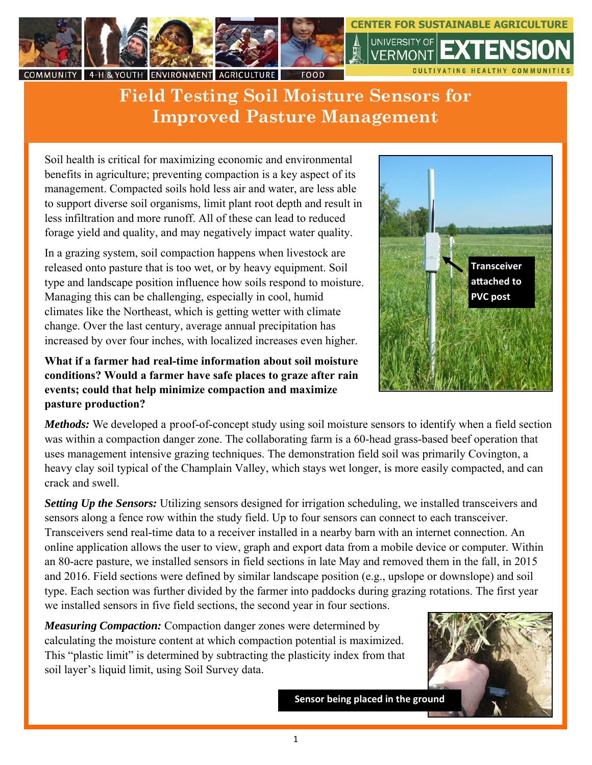# Field Testing Soil Moisture Sensors for Improved Pasture Management

Soil health is critical for maximizing economic and environmental benefits in agriculture; preventing compaction is a key aspect of its management. Compacted soils hold less air and water, are less able to support diverse soil organisms, limit plant root depth and result in less infiltration and more runoff. All of these can lead to reduced forage yield and quality, and may negatively impact water quality.

In a grazing system, soil compaction happens when livestock are released onto pasture that is too wet, or by heavy equipment. Soil type and landscape position influence how soils respond to moisture. Managing this can be challenging, especially in cool, humid climates like the Northeast, which is getting wetter with climate change. Over the last century, average annual precipitation has increased by over four inches, with localized increases even higher.

**What if a farmer had real-time information about soil moisture conditions? Would a farmer have safe places to graze after rain events; could that help minimize compaction and maximize pasture production?**

Transceiver attached to PVC post

***Methods:*** We developed a proof-of-concept study using soil moisture sensors to identify when a field section was within a compaction danger zone. The collaborating farm is a 60-head grass-based beef operation that uses management intensive grazing techniques. The demonstration field soil was primarily Covington, a heavy clay soil typical of the Champlain Valley, which stays wet longer, is more easily compacted, and can crack and swell.

***Setting Up the Sensors:*** Utilizing sensors designed for irrigation scheduling, we installed transceivers and sensors along a fence row within the study field. Up to four sensors can connect to each transceiver. Transceivers send real-time data to a receiver installed in a nearby barn with an internet connection. An online application allows the user to view, graph and export data from a mobile device or computer. Within an 80-acre pasture, we installed sensors in field sections in late May and removed them in the fall, in 2015 and 2016. Field sections were defined by similar landscape position (e.g., upslope or downslope) and soil type. Each section was further divided by the farmer into paddocks during grazing rotations. The first year we installed sensors in five field sections, the second year in four sections.

***Measuring Compaction:*** Compaction danger zones were determined by calculating the moisture content at which compaction potential is maximized. This "plastic limit" is determined by subtracting the plasticity index from that soil layer's liquid limit, using Soil Survey data.

Sensor being placed in the ground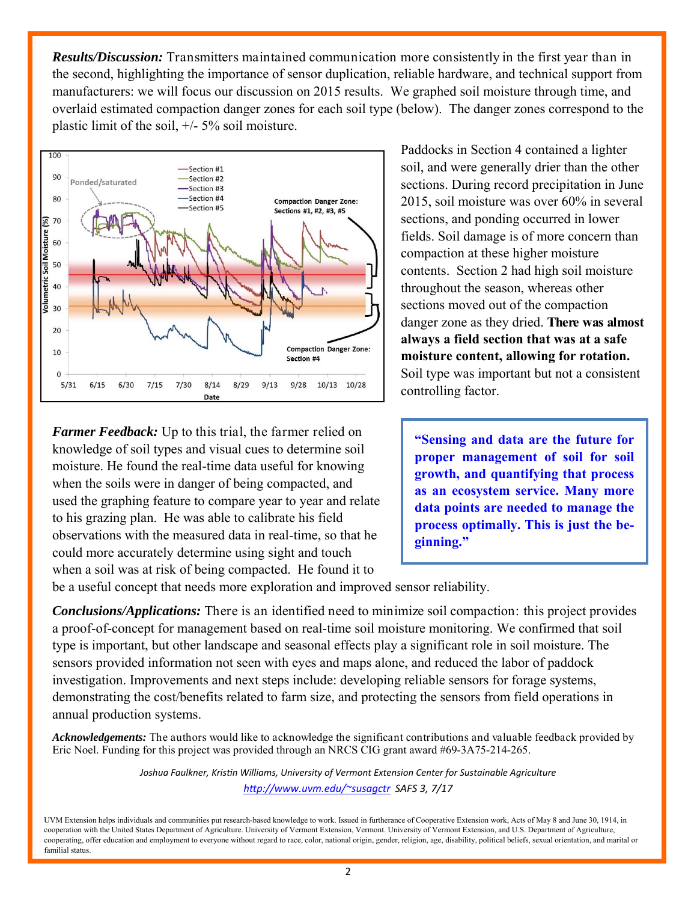***Results/Discussion:*** Transmitters maintained communication more consistently in the first year than in the second, highlighting the importance of sensor duplication, reliable hardware, and technical support from manufacturers: we will focus our discussion on 2015 results. We graphed soil moisture through time, and overlaid estimated compaction danger zones for each soil type (below). The danger zones correspond to the plastic limit of the soil, +/- 5% soil moisture.

100
90
80
70
60
50
40
30
20
10
0
Volumetric Soil Moisture (%)
Ponded/saturated
Section #1
Section #2
Section #3
Section #4
Section #5
Compaction Danger Zone: Sections #1, #2, #3, #5
Compaction Danger Zone: Section #4
5/31 6/15 6/30 7/15 7/30 8/14 8/29 9/13 9/28 10/13 10/28
Date

Paddocks in Section 4 contained a lighter soil, and were generally drier than the other sections. During record precipitation in June 2015, soil moisture was over 60% in several sections, and ponding occurred in lower fields. Soil damage is of more concern than compaction at these higher moisture contents. Section 2 had high soil moisture throughout the season, whereas other sections moved out of the compaction danger zone as they dried. **There was almost always a field section that was at a safe moisture content, allowing for rotation.** Soil type was important but not a consistent controlling factor.

***Farmer Feedback:*** Up to this trial, the farmer relied on knowledge of soil types and visual cues to determine soil moisture. He found the real-time data useful for knowing when the soils were in danger of being compacted, and used the graphing feature to compare year to year and relate to his grazing plan. He was able to calibrate his field observations with the measured data in real-time, so that he could more accurately determine using sight and touch when a soil was at risk of being compacted. He found it to be a useful concept that needs more exploration and improved sensor reliability.

> **"Sensing and data are the future for proper management of soil for soil growth, and quantifying that process as an ecosystem service. Many more data points are needed to manage the process optimally. This is just the beginning."**

***Conclusions/Applications:*** There is an identified need to minimize soil compaction: this project provides a proof-of-concept for management based on real-time soil moisture monitoring. We confirmed that soil type is important, but other landscape and seasonal effects play a significant role in soil moisture. The sensors provided information not seen with eyes and maps alone, and reduced the labor of paddock investigation. Improvements and next steps include: developing reliable sensors for forage systems, demonstrating the cost/benefits related to farm size, and protecting the sensors from field operations in annual production systems.

***Acknowledgements:*** The authors would like to acknowledge the significant contributions and valuable feedback provided by Eric Noel. Funding for this project was provided through an NRCS CIG grant award #69-3A75-214-265.

*Joshua Faulkner, Kristin Williams, University of Vermont Extension Center for Sustainable Agriculture*
*http://www.uvm.edu/~susagctr SAFS 3, 7/17*

UVM Extension helps individuals and communities put research-based knowledge to work. Issued in furtherance of Cooperative Extension work, Acts of May 8 and June 30, 1914, in cooperation with the United States Department of Agriculture. University of Vermont Extension, Vermont. University of Vermont Extension, and U.S. Department of Agriculture, cooperating, offer education and employment to everyone without regard to race, color, national origin, gender, religion, age, disability, political beliefs, sexual orientation, and marital or familial status.